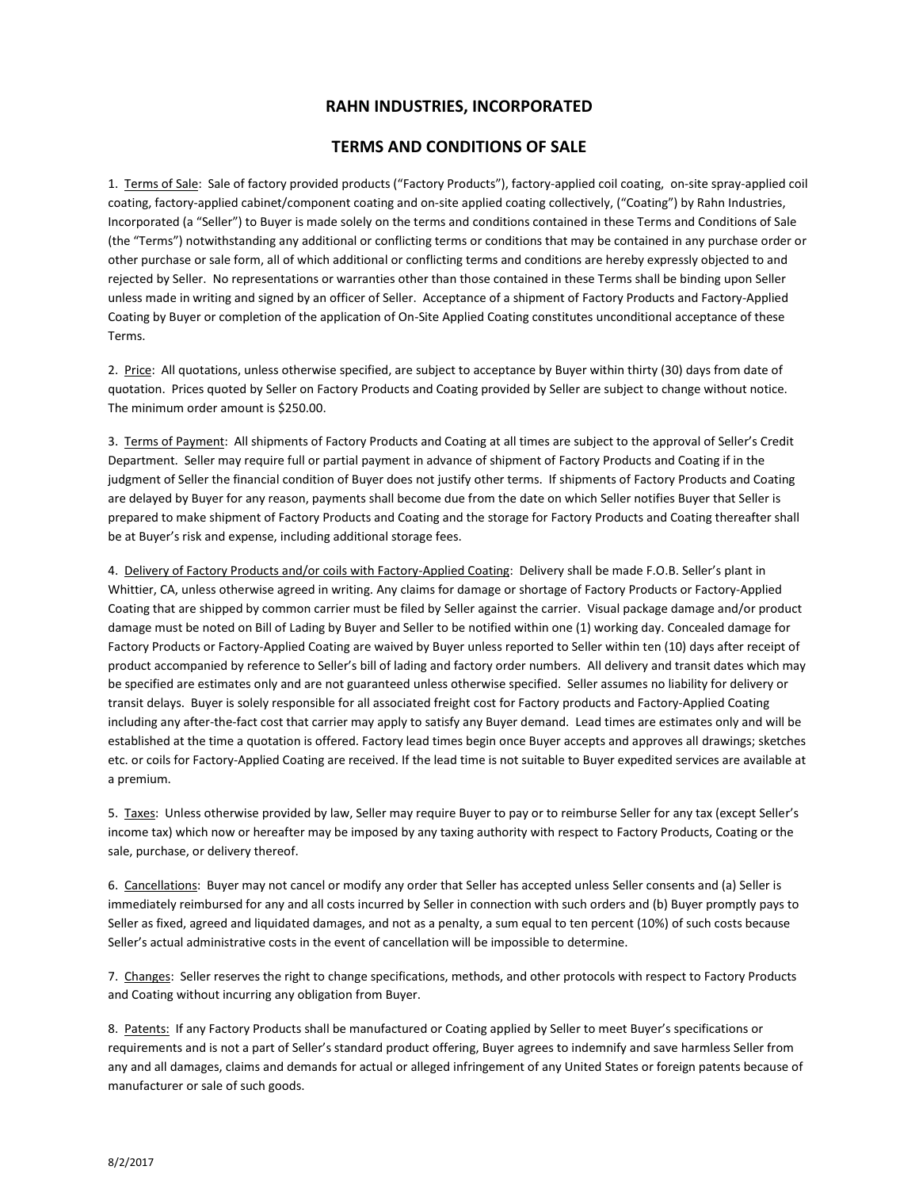# RAHN INDUSTRIES, INCORPORATED

## TERMS AND CONDITIONS OF SALE

1. Terms of Sale: Sale of factory provided products ("Factory Products"), factory-applied coil coating, on-site spray-applied coil coating, factory-applied cabinet/component coating and on-site applied coating collectively, ("Coating") by Rahn Industries, Incorporated (a "Seller") to Buyer is made solely on the terms and conditions contained in these Terms and Conditions of Sale (the "Terms") notwithstanding any additional or conflicting terms or conditions that may be contained in any purchase order or other purchase or sale form, all of which additional or conflicting terms and conditions are hereby expressly objected to and rejected by Seller. No representations or warranties other than those contained in these Terms shall be binding upon Seller unless made in writing and signed by an officer of Seller. Acceptance of a shipment of Factory Products and Factory-Applied Coating by Buyer or completion of the application of On-Site Applied Coating constitutes unconditional acceptance of these Terms.

2. Price: All quotations, unless otherwise specified, are subject to acceptance by Buyer within thirty (30) days from date of quotation. Prices quoted by Seller on Factory Products and Coating provided by Seller are subject to change without notice. The minimum order amount is $250.00.

3. Terms of Payment: All shipments of Factory Products and Coating at all times are subject to the approval of Seller's Credit Department. Seller may require full or partial payment in advance of shipment of Factory Products and Coating if in the judgment of Seller the financial condition of Buyer does not justify other terms. If shipments of Factory Products and Coating are delayed by Buyer for any reason, payments shall become due from the date on which Seller notifies Buyer that Seller is prepared to make shipment of Factory Products and Coating and the storage for Factory Products and Coating thereafter shall be at Buyer's risk and expense, including additional storage fees.

4. Delivery of Factory Products and/or coils with Factory-Applied Coating: Delivery shall be made F.O.B. Seller's plant in Whittier, CA, unless otherwise agreed in writing. Any claims for damage or shortage of Factory Products or Factory-Applied Coating that are shipped by common carrier must be filed by Seller against the carrier. Visual package damage and/or product damage must be noted on Bill of Lading by Buyer and Seller to be notified within one (1) working day. Concealed damage for Factory Products or Factory-Applied Coating are waived by Buyer unless reported to Seller within ten (10) days after receipt of product accompanied by reference to Seller's bill of lading and factory order numbers. All delivery and transit dates which may be specified are estimates only and are not guaranteed unless otherwise specified. Seller assumes no liability for delivery or transit delays. Buyer is solely responsible for all associated freight cost for Factory products and Factory-Applied Coating including any after-the-fact cost that carrier may apply to satisfy any Buyer demand. Lead times are estimates only and will be established at the time a quotation is offered. Factory lead times begin once Buyer accepts and approves all drawings; sketches etc. or coils for Factory-Applied Coating are received. If the lead time is not suitable to Buyer expedited services are available at a premium.

5. Taxes: Unless otherwise provided by law, Seller may require Buyer to pay or to reimburse Seller for any tax (except Seller's income tax) which now or hereafter may be imposed by any taxing authority with respect to Factory Products, Coating or the sale, purchase, or delivery thereof.

6. Cancellations: Buyer may not cancel or modify any order that Seller has accepted unless Seller consents and (a) Seller is immediately reimbursed for any and all costs incurred by Seller in connection with such orders and (b) Buyer promptly pays to Seller as fixed, agreed and liquidated damages, and not as a penalty, a sum equal to ten percent (10%) of such costs because Seller's actual administrative costs in the event of cancellation will be impossible to determine.

7. Changes: Seller reserves the right to change specifications, methods, and other protocols with respect to Factory Products and Coating without incurring any obligation from Buyer.

8. Patents: If any Factory Products shall be manufactured or Coating applied by Seller to meet Buyer's specifications or requirements and is not a part of Seller's standard product offering, Buyer agrees to indemnify and save harmless Seller from any and all damages, claims and demands for actual or alleged infringement of any United States or foreign patents because of manufacturer or sale of such goods.

8/2/2017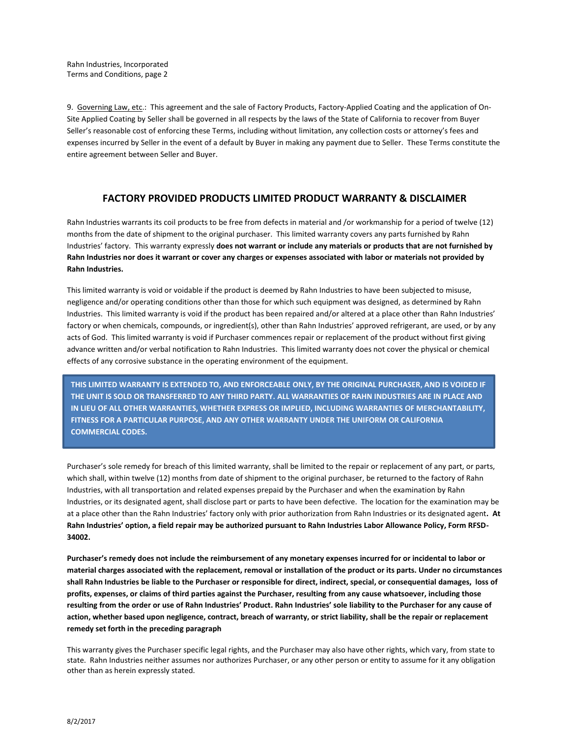9. Governing Law, etc.: This agreement and the sale of Factory Products, Factory-Applied Coating and the application of On-Site Applied Coating by Seller shall be governed in all respects by the laws of the State of California to recover from Buyer Seller's reasonable cost of enforcing these Terms, including without limitation, any collection costs or attorney's fees and expenses incurred by Seller in the event of a default by Buyer in making any payment due to Seller. These Terms constitute the entire agreement between Seller and Buyer.

## FACTORY PROVIDED PRODUCTS LIMITED PRODUCT WARRANTY & DISCLAIMER

Rahn Industries warrants its coil products to be free from defects in material and /or workmanship for a period of twelve (12) months from the date of shipment to the original purchaser. This limited warranty covers any parts furnished by Rahn Industries' factory. This warranty expressly **does not warrant or include any materials or products that are not furnished by Rahn Industries nor does it warrant or cover any charges or expenses associated with labor or materials not provided by Rahn Industries.**

This limited warranty is void or voidable if the product is deemed by Rahn Industries to have been subjected to misuse, negligence and/or operating conditions other than those for which such equipment was designed, as determined by Rahn Industries. This limited warranty is void if the product has been repaired and/or altered at a place other than Rahn Industries' factory or when chemicals, compounds, or ingredient(s), other than Rahn Industries' approved refrigerant, are used, or by any acts of God. This limited warranty is void if Purchaser commences repair or replacement of the product without first giving advance written and/or verbal notification to Rahn Industries. This limited warranty does not cover the physical or chemical effects of any corrosive substance in the operating environment of the equipment.

**THIS LIMITED WARRANTY IS EXTENDED TO, AND ENFORCEABLE ONLY, BY THE ORIGINAL PURCHASER, AND IS VOIDED IF THE UNIT IS SOLD OR TRANSFERRED TO ANY THIRD PARTY. ALL WARRANTIES OF RAHN INDUSTRIES ARE IN PLACE AND IN LIEU OF ALL OTHER WARRANTIES, WHETHER EXPRESS OR IMPLIED, INCLUDING WARRANTIES OF MERCHANTABILITY, FITNESS FOR A PARTICULAR PURPOSE, AND ANY OTHER WARRANTY UNDER THE UNIFORM OR CALIFORNIA COMMERCIAL CODES.**

Purchaser's sole remedy for breach of this limited warranty, shall be limited to the repair or replacement of any part, or parts, which shall, within twelve (12) months from date of shipment to the original purchaser, be returned to the factory of Rahn Industries, with all transportation and related expenses prepaid by the Purchaser and when the examination by Rahn Industries, or its designated agent, shall disclose part or parts to have been defective. The location for the examination may be at a place other than the Rahn Industries' factory only with prior authorization from Rahn Industries or its designated agent**. At Rahn Industries' option, a field repair may be authorized pursuant to Rahn Industries Labor Allowance Policy, Form RFSD-34002.**

**Purchaser's remedy does not include the reimbursement of any monetary expenses incurred for or incidental to labor or material charges associated with the replacement, removal or installation of the product or its parts. Under no circumstances shall Rahn Industries be liable to the Purchaser or responsible for direct, indirect, special, or consequential damages, loss of profits, expenses, or claims of third parties against the Purchaser, resulting from any cause whatsoever, including those resulting from the order or use of Rahn Industries' Product. Rahn Industries' sole liability to the Purchaser for any cause of action, whether based upon negligence, contract, breach of warranty, or strict liability, shall be the repair or replacement remedy set forth in the preceding paragraph**

This warranty gives the Purchaser specific legal rights, and the Purchaser may also have other rights, which vary, from state to state. Rahn Industries neither assumes nor authorizes Purchaser, or any other person or entity to assume for it any obligation other than as herein expressly stated.

8/2/2017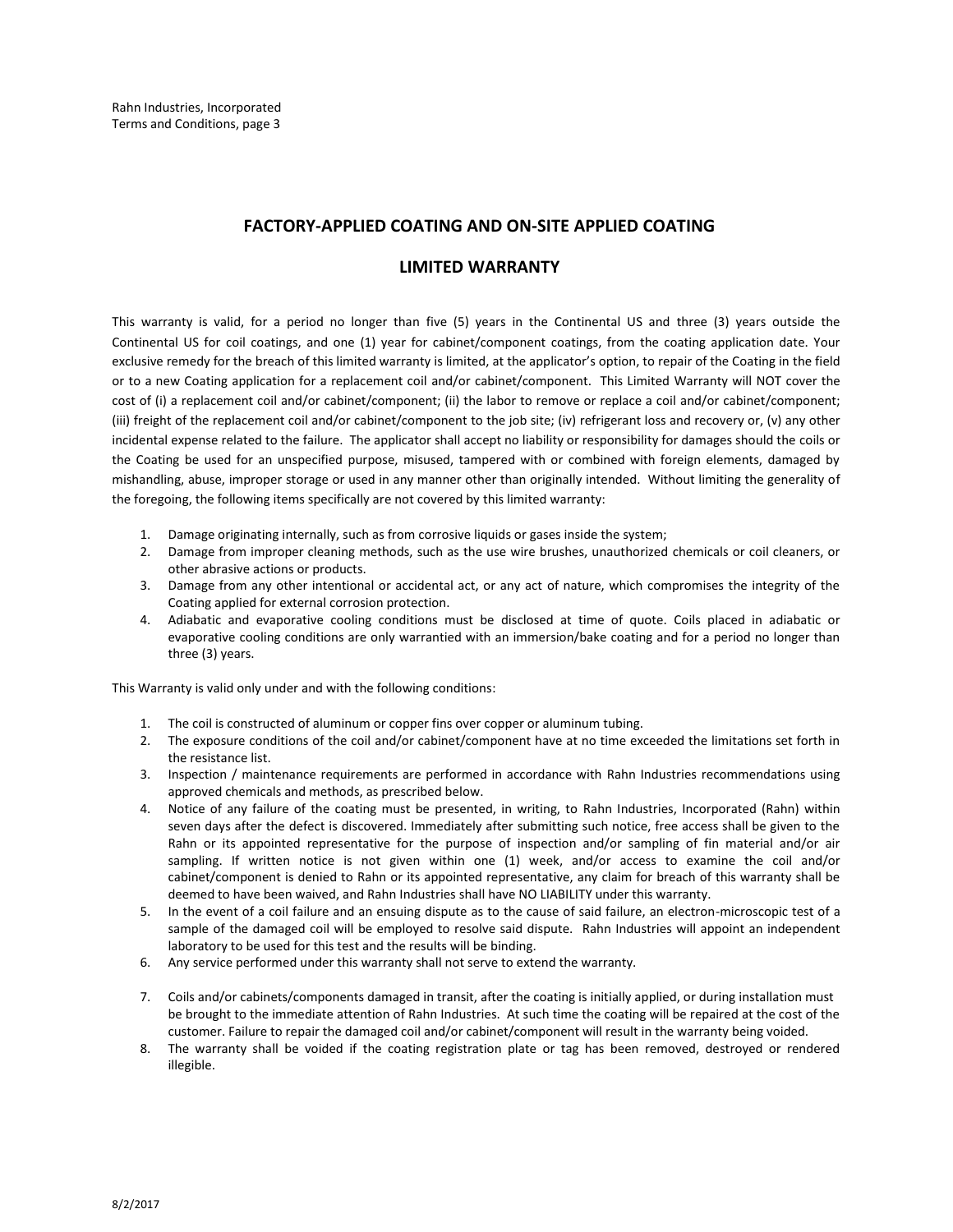## FACTORY-APPLIED COATING AND ON-SITE APPLIED COATING

## LIMITED WARRANTY

This warranty is valid, for a period no longer than five (5) years in the Continental US and three (3) years outside the Continental US for coil coatings, and one (1) year for cabinet/component coatings, from the coating application date. Your exclusive remedy for the breach of this limited warranty is limited, at the applicator's option, to repair of the Coating in the field or to a new Coating application for a replacement coil and/or cabinet/component. This Limited Warranty will NOT cover the cost of (i) a replacement coil and/or cabinet/component; (ii) the labor to remove or replace a coil and/or cabinet/component; (iii) freight of the replacement coil and/or cabinet/component to the job site; (iv) refrigerant loss and recovery or, (v) any other incidental expense related to the failure. The applicator shall accept no liability or responsibility for damages should the coils or the Coating be used for an unspecified purpose, misused, tampered with or combined with foreign elements, damaged by mishandling, abuse, improper storage or used in any manner other than originally intended. Without limiting the generality of the foregoing, the following items specifically are not covered by this limited warranty:

1. Damage originating internally, such as from corrosive liquids or gases inside the system;
2. Damage from improper cleaning methods, such as the use wire brushes, unauthorized chemicals or coil cleaners, or other abrasive actions or products.
3. Damage from any other intentional or accidental act, or any act of nature, which compromises the integrity of the Coating applied for external corrosion protection.
4. Adiabatic and evaporative cooling conditions must be disclosed at time of quote. Coils placed in adiabatic or evaporative cooling conditions are only warrantied with an immersion/bake coating and for a period no longer than three (3) years.

This Warranty is valid only under and with the following conditions:

1. The coil is constructed of aluminum or copper fins over copper or aluminum tubing.
2. The exposure conditions of the coil and/or cabinet/component have at no time exceeded the limitations set forth in the resistance list.
3. Inspection / maintenance requirements are performed in accordance with Rahn Industries recommendations using approved chemicals and methods, as prescribed below.
4. Notice of any failure of the coating must be presented, in writing, to Rahn Industries, Incorporated (Rahn) within seven days after the defect is discovered. Immediately after submitting such notice, free access shall be given to the Rahn or its appointed representative for the purpose of inspection and/or sampling of fin material and/or air sampling. If written notice is not given within one (1) week, and/or access to examine the coil and/or cabinet/component is denied to Rahn or its appointed representative, any claim for breach of this warranty shall be deemed to have been waived, and Rahn Industries shall have NO LIABILITY under this warranty.
5. In the event of a coil failure and an ensuing dispute as to the cause of said failure, an electron-microscopic test of a sample of the damaged coil will be employed to resolve said dispute. Rahn Industries will appoint an independent laboratory to be used for this test and the results will be binding.
6. Any service performed under this warranty shall not serve to extend the warranty.
7. Coils and/or cabinets/components damaged in transit, after the coating is initially applied, or during installation must be brought to the immediate attention of Rahn Industries. At such time the coating will be repaired at the cost of the customer. Failure to repair the damaged coil and/or cabinet/component will result in the warranty being voided.
8. The warranty shall be voided if the coating registration plate or tag has been removed, destroyed or rendered illegible.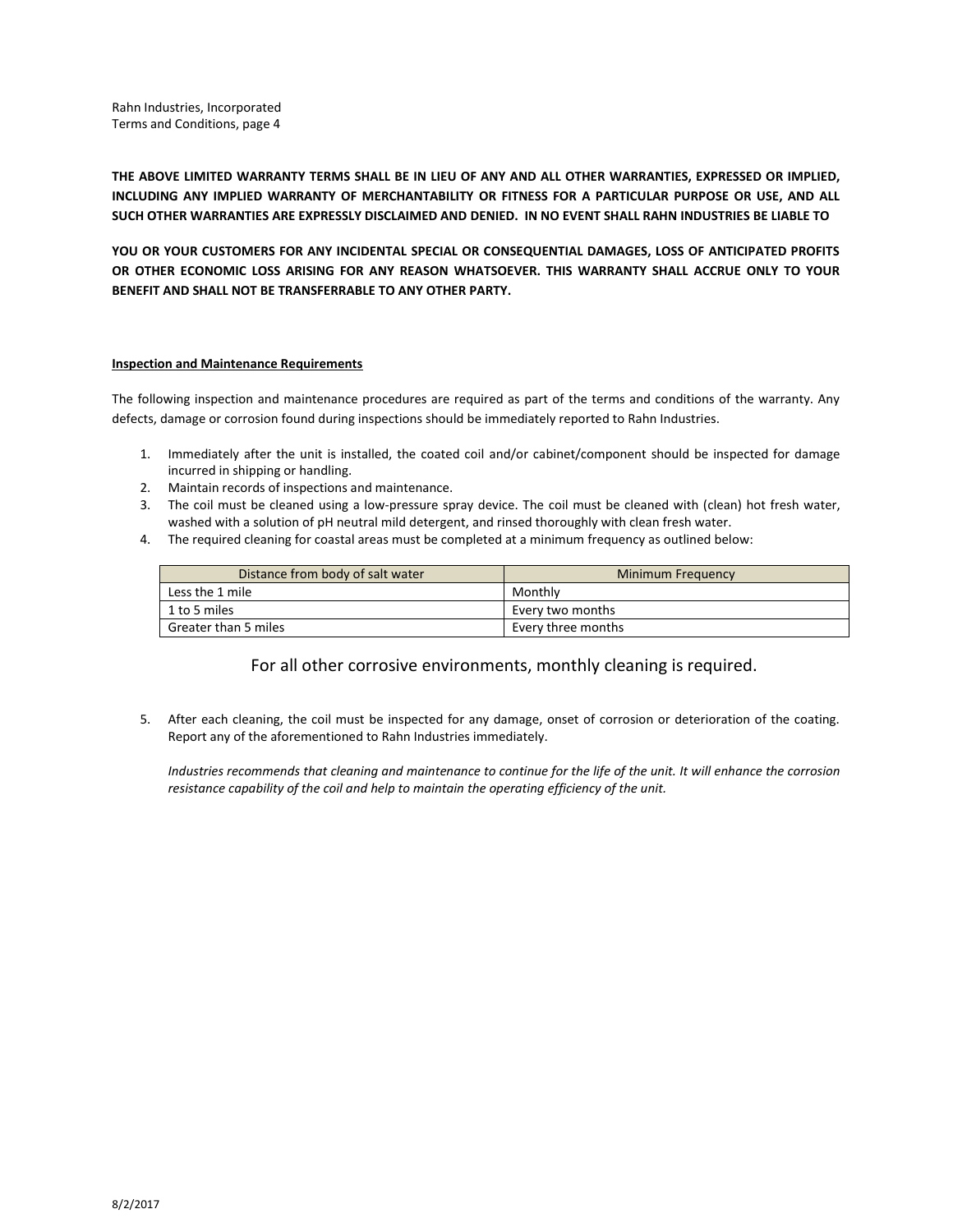**THE ABOVE LIMITED WARRANTY TERMS SHALL BE IN LIEU OF ANY AND ALL OTHER WARRANTIES, EXPRESSED OR IMPLIED, INCLUDING ANY IMPLIED WARRANTY OF MERCHANTABILITY OR FITNESS FOR A PARTICULAR PURPOSE OR USE, AND ALL SUCH OTHER WARRANTIES ARE EXPRESSLY DISCLAIMED AND DENIED. IN NO EVENT SHALL RAHN INDUSTRIES BE LIABLE TO**

**YOU OR YOUR CUSTOMERS FOR ANY INCIDENTAL SPECIAL OR CONSEQUENTIAL DAMAGES, LOSS OF ANTICIPATED PROFITS OR OTHER ECONOMIC LOSS ARISING FOR ANY REASON WHATSOEVER. THIS WARRANTY SHALL ACCRUE ONLY TO YOUR BENEFIT AND SHALL NOT BE TRANSFERRABLE TO ANY OTHER PARTY.**

## Inspection and Maintenance Requirements

The following inspection and maintenance procedures are required as part of the terms and conditions of the warranty. Any defects, damage or corrosion found during inspections should be immediately reported to Rahn Industries.

1. Immediately after the unit is installed, the coated coil and/or cabinet/component should be inspected for damage incurred in shipping or handling.
2. Maintain records of inspections and maintenance.
3. The coil must be cleaned using a low-pressure spray device. The coil must be cleaned with (clean) hot fresh water, washed with a solution of pH neutral mild detergent, and rinsed thoroughly with clean fresh water.
4. The required cleaning for coastal areas must be completed at a minimum frequency as outlined below:

| Distance from body of salt water | Minimum Frequency |
|---|---|
| Less the 1 mile | Monthly |
| 1 to 5 miles | Every two months |
| Greater than 5 miles | Every three months |

For all other corrosive environments, monthly cleaning is required.

5. After each cleaning, the coil must be inspected for any damage, onset of corrosion or deterioration of the coating. Report any of the aforementioned to Rahn Industries immediately.

   *Industries recommends that cleaning and maintenance to continue for the life of the unit. It will enhance the corrosion resistance capability of the coil and help to maintain the operating efficiency of the unit.*